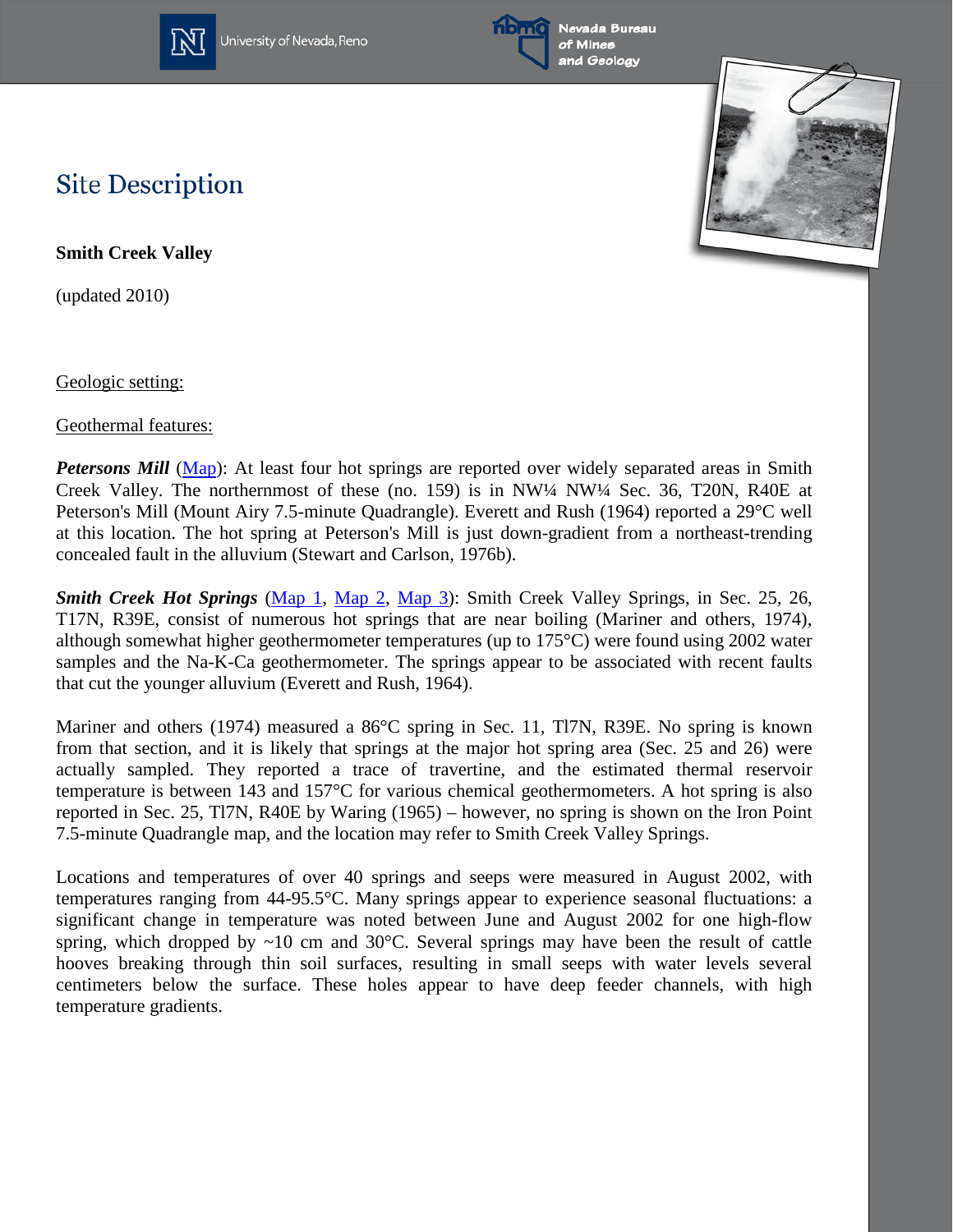# Site Description

**Smith Creek Valley**

(updated 2010)

Geologic setting:

Geothermal features:

***Petersons Mill*** (Map): At least four hot springs are reported over widely separated areas in Smith Creek Valley. The northernmost of these (no. 159) is in NW¼ NW¼ Sec. 36, T20N, R40E at Peterson's Mill (Mount Airy 7.5-minute Quadrangle). Everett and Rush (1964) reported a 29°C well at this location. The hot spring at Peterson's Mill is just down-gradient from a northeast-trending concealed fault in the alluvium (Stewart and Carlson, 1976b).

***Smith Creek Hot Springs*** (Map 1, Map 2, Map 3): Smith Creek Valley Springs, in Sec. 25, 26, T17N, R39E, consist of numerous hot springs that are near boiling (Mariner and others, 1974), although somewhat higher geothermometer temperatures (up to 175°C) were found using 2002 water samples and the Na-K-Ca geothermometer. The springs appear to be associated with recent faults that cut the younger alluvium (Everett and Rush, 1964).

Mariner and others (1974) measured a 86°C spring in Sec. 11, Tl7N, R39E. No spring is known from that section, and it is likely that springs at the major hot spring area (Sec. 25 and 26) were actually sampled. They reported a trace of travertine, and the estimated thermal reservoir temperature is between 143 and 157°C for various chemical geothermometers. A hot spring is also reported in Sec. 25, Tl7N, R40E by Waring (1965) – however, no spring is shown on the Iron Point 7.5-minute Quadrangle map, and the location may refer to Smith Creek Valley Springs.

Locations and temperatures of over 40 springs and seeps were measured in August 2002, with temperatures ranging from 44-95.5°C. Many springs appear to experience seasonal fluctuations: a significant change in temperature was noted between June and August 2002 for one high-flow spring, which dropped by ~10 cm and 30°C. Several springs may have been the result of cattle hooves breaking through thin soil surfaces, resulting in small seeps with water levels several centimeters below the surface. These holes appear to have deep feeder channels, with high temperature gradients.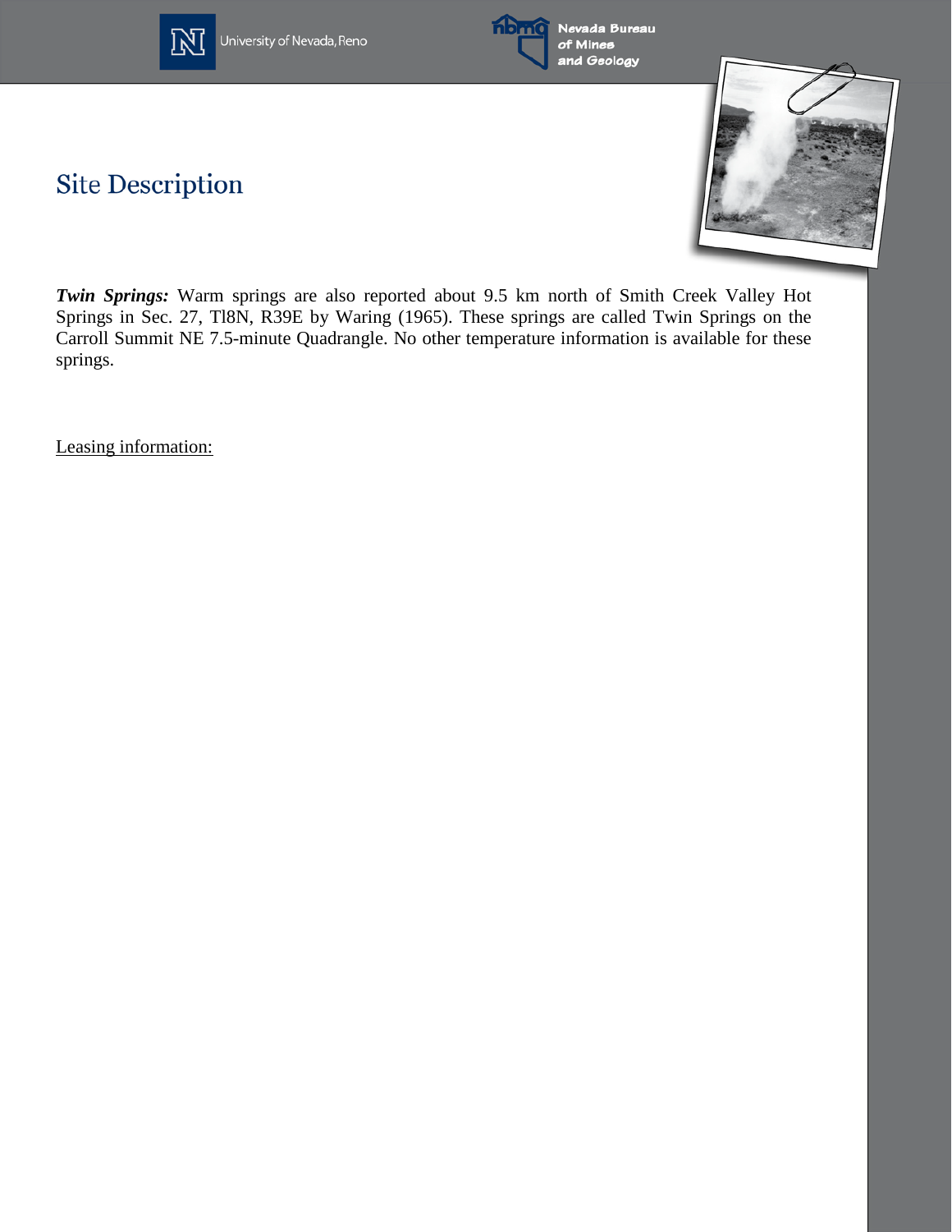## Site Description

***Twin Springs:*** Warm springs are also reported about 9.5 km north of Smith Creek Valley Hot Springs in Sec. 27, Tl8N, R39E by Waring (1965). These springs are called Twin Springs on the Carroll Summit NE 7.5-minute Quadrangle. No other temperature information is available for these springs.

Leasing information: